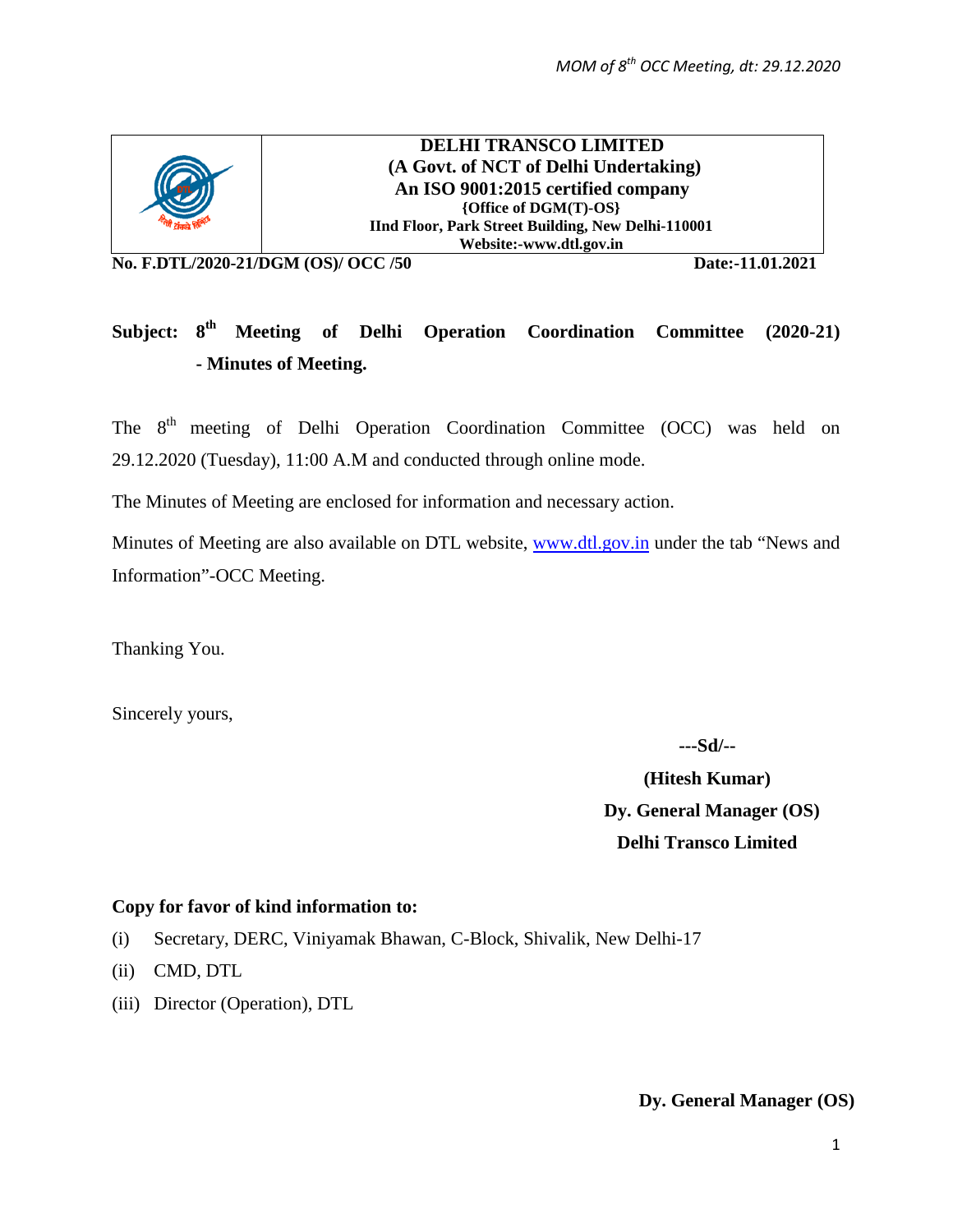**DELHI TRANSCO LIMITED**
**(A Govt. of NCT of Delhi Undertaking)**
**An ISO 9001:2015 certified company**
**{Office of DGM(T)-OS}**
**IInd Floor, Park Street Building, New Delhi-110001**
**Website:-www.dtl.gov.in**

**No. F.DTL/2020-21/DGM (OS)/ OCC /50** **Date:-11.01.2021**

**Subject: 8th Meeting of Delhi Operation Coordination Committee (2020-21) - Minutes of Meeting.**

The 8th meeting of Delhi Operation Coordination Committee (OCC) was held on 29.12.2020 (Tuesday), 11:00 A.M and conducted through online mode.

The Minutes of Meeting are enclosed for information and necessary action.

Minutes of Meeting are also available on DTL website, www.dtl.gov.in under the tab "News and Information"-OCC Meeting.

Thanking You.

Sincerely yours,

**---Sd/--**

**(Hitesh Kumar)**
**Dy. General Manager (OS)**
**Delhi Transco Limited**

**Copy for favor of kind information to:**

(i) Secretary, DERC, Viniyamak Bhawan, C-Block, Shivalik, New Delhi-17
(ii) CMD, DTL
(iii) Director (Operation), DTL

**Dy. General Manager (OS)**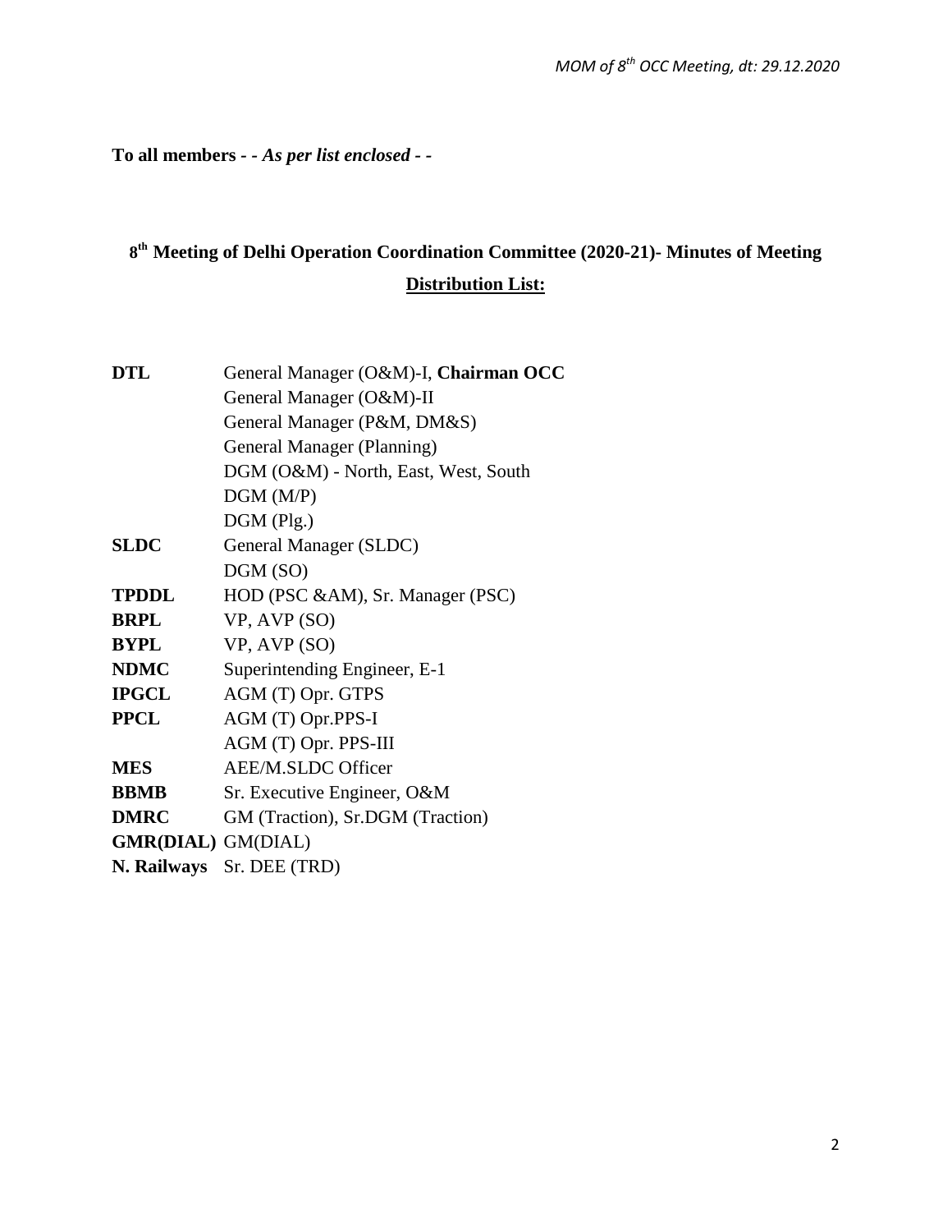**To all members** - - *As per list enclosed* - -

## 8th Meeting of Delhi Operation Coordination Committee (2020-21)- Minutes of Meeting

**Distribution List:**

| | |
|---|---|
| **DTL** | General Manager (O&M)-I, **Chairman OCC** |
| | General Manager (O&M)-II |
| | General Manager (P&M, DM&S) |
| | General Manager (Planning) |
| | DGM (O&M) - North, East, West, South |
| | DGM (M/P) |
| | DGM (Plg.) |
| **SLDC** | General Manager (SLDC) |
| | DGM (SO) |
| **TPDDL** | HOD (PSC &AM), Sr. Manager (PSC) |
| **BRPL** | VP, AVP (SO) |
| **BYPL** | VP, AVP (SO) |
| **NDMC** | Superintending Engineer, E-1 |
| **IPGCL** | AGM (T) Opr. GTPS |
| **PPCL** | AGM (T) Opr.PPS-I |
| | AGM (T) Opr. PPS-III |
| **MES** | AEE/M.SLDC Officer |
| **BBMB** | Sr. Executive Engineer, O&M |
| **DMRC** | GM (Traction), Sr.DGM (Traction) |
| **GMR(DIAL)** | GM(DIAL) |
| **N. Railways** | Sr. DEE (TRD) |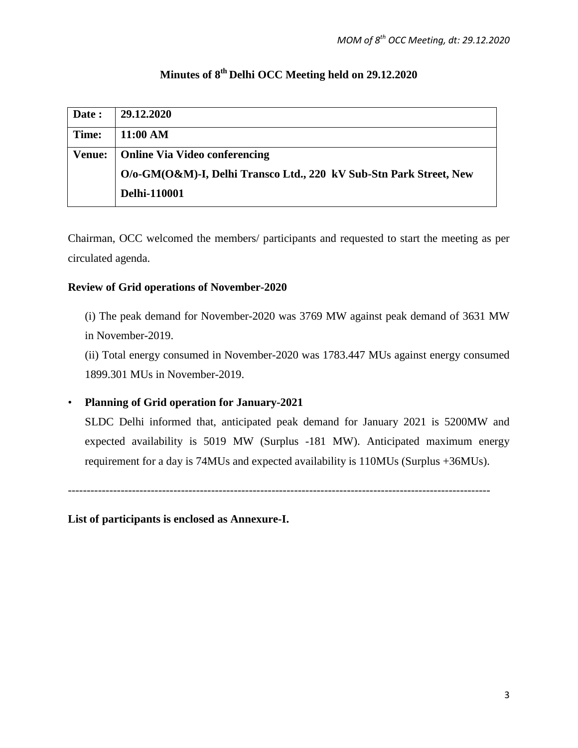# Minutes of 8th Delhi OCC Meeting held on 29.12.2020

| | |
|---|---|
| **Date :** | **29.12.2020** |
| **Time:** | **11:00 AM** |
| **Venue:** | **Online Via Video conferencing**<br>**O/o-GM(O&M)-I, Delhi Transco Ltd., 220 kV Sub-Stn Park Street, New Delhi-110001** |

Chairman, OCC welcomed the members/ participants and requested to start the meeting as per circulated agenda.

**Review of Grid operations of November-2020**

(i) The peak demand for November-2020 was 3769 MW against peak demand of 3631 MW in November-2019.

(ii) Total energy consumed in November-2020 was 1783.447 MUs against energy consumed 1899.301 MUs in November-2019.

- **Planning of Grid operation for January-2021**

  SLDC Delhi informed that, anticipated peak demand for January 2021 is 5200MW and expected availability is 5019 MW (Surplus -181 MW). Anticipated maximum energy requirement for a day is 74MUs and expected availability is 110MUs (Surplus +36MUs).

---

**List of participants is enclosed as Annexure-I.**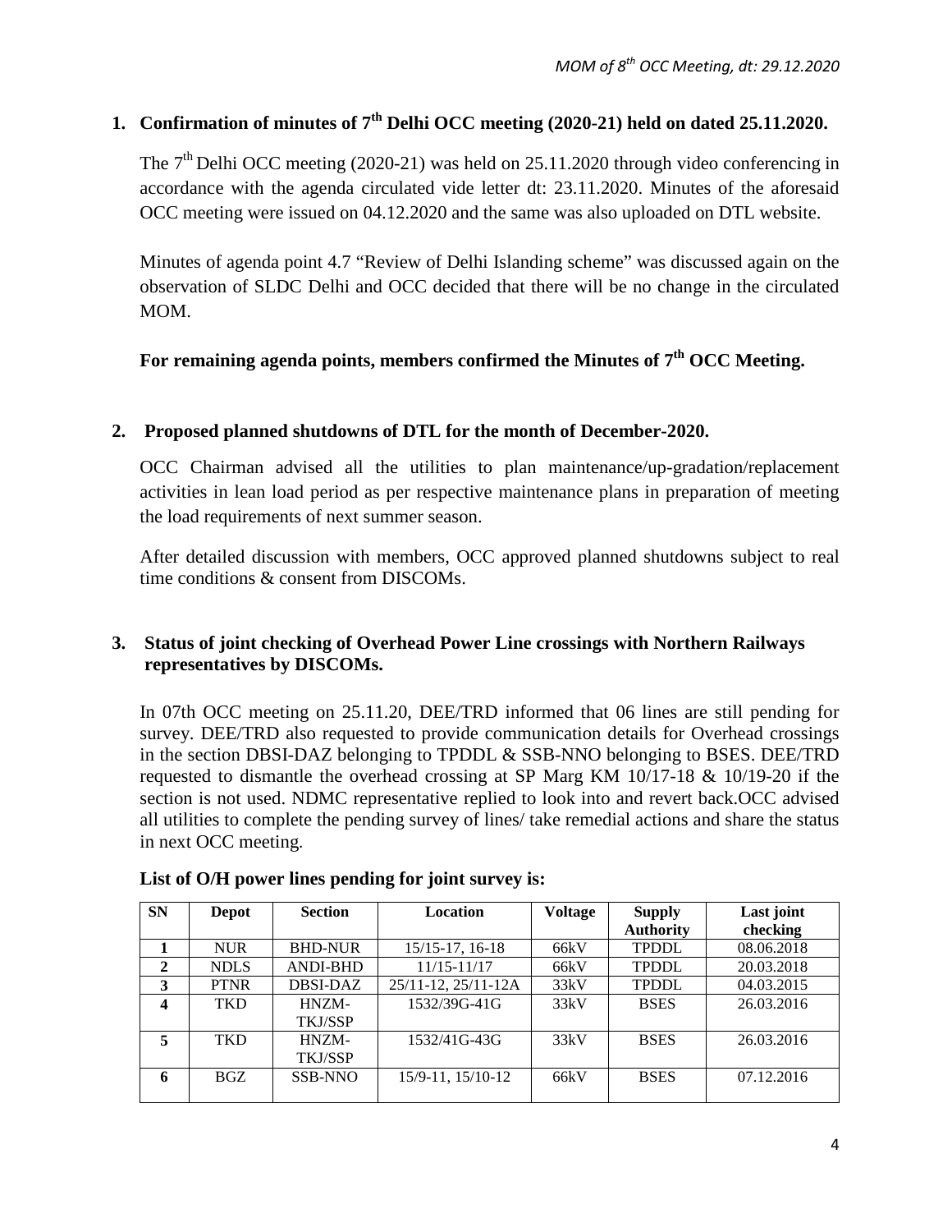## 1. Confirmation of minutes of 7th Delhi OCC meeting (2020-21) held on dated 25.11.2020.

The 7th Delhi OCC meeting (2020-21) was held on 25.11.2020 through video conferencing in accordance with the agenda circulated vide letter dt: 23.11.2020. Minutes of the aforesaid OCC meeting were issued on 04.12.2020 and the same was also uploaded on DTL website.

Minutes of agenda point 4.7 "Review of Delhi Islanding scheme" was discussed again on the observation of SLDC Delhi and OCC decided that there will be no change in the circulated MOM.

**For remaining agenda points, members confirmed the Minutes of 7th OCC Meeting.**

## 2. Proposed planned shutdowns of DTL for the month of December-2020.

OCC Chairman advised all the utilities to plan maintenance/up-gradation/replacement activities in lean load period as per respective maintenance plans in preparation of meeting the load requirements of next summer season.

After detailed discussion with members, OCC approved planned shutdowns subject to real time conditions & consent from DISCOMs.

## 3. Status of joint checking of Overhead Power Line crossings with Northern Railways representatives by DISCOMs.

In 07th OCC meeting on 25.11.20, DEE/TRD informed that 06 lines are still pending for survey. DEE/TRD also requested to provide communication details for Overhead crossings in the section DBSI-DAZ belonging to TPDDL & SSB-NNO belonging to BSES. DEE/TRD requested to dismantle the overhead crossing at SP Marg KM 10/17-18 & 10/19-20 if the section is not used. NDMC representative replied to look into and revert back.OCC advised all utilities to complete the pending survey of lines/ take remedial actions and share the status in next OCC meeting.

**List of O/H power lines pending for joint survey is:**

| SN | Depot | Section | Location | Voltage | Supply Authority | Last joint checking |
|---|---|---|---|---|---|---|
| 1 | NUR | BHD-NUR | 15/15-17, 16-18 | 66kV | TPDDL | 08.06.2018 |
| 2 | NDLS | ANDI-BHD | 11/15-11/17 | 66kV | TPDDL | 20.03.2018 |
| 3 | PTNR | DBSI-DAZ | 25/11-12, 25/11-12A | 33kV | TPDDL | 04.03.2015 |
| 4 | TKD | HNZM-TKJ/SSP | 1532/39G-41G | 33kV | BSES | 26.03.2016 |
| 5 | TKD | HNZM-TKJ/SSP | 1532/41G-43G | 33kV | BSES | 26.03.2016 |
| 6 | BGZ | SSB-NNO | 15/9-11, 15/10-12 | 66kV | BSES | 07.12.2016 |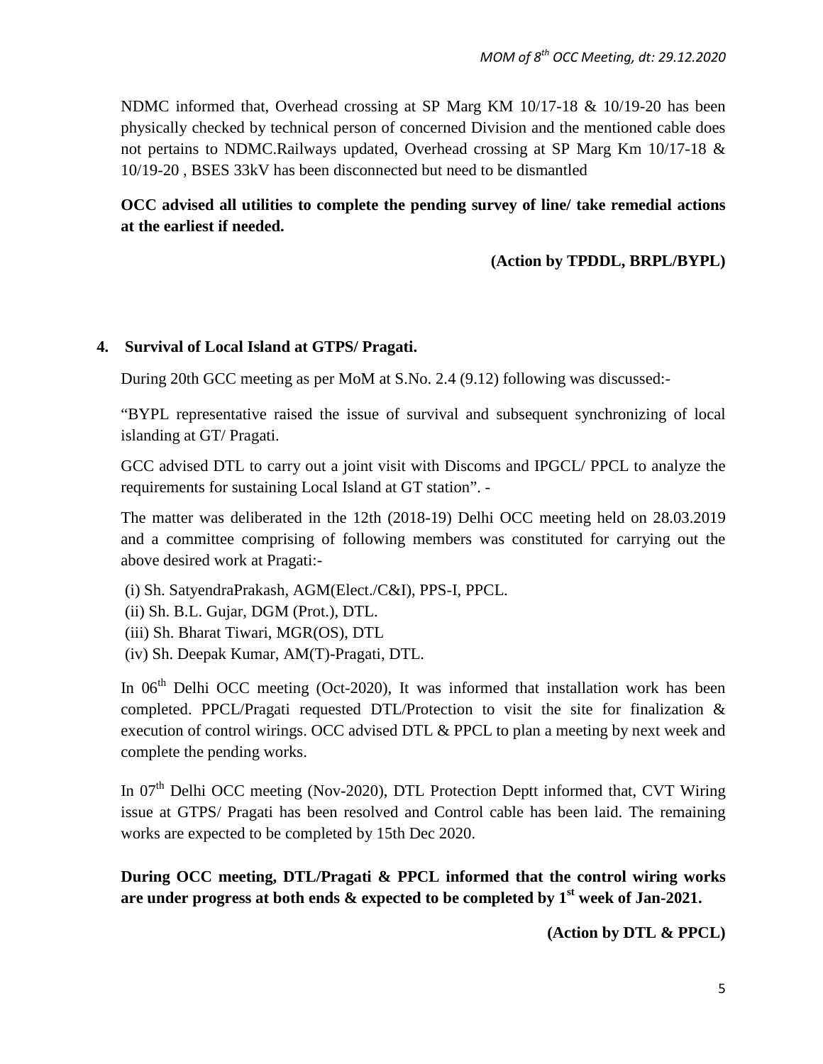NDMC informed that, Overhead crossing at SP Marg KM 10/17-18 & 10/19-20 has been physically checked by technical person of concerned Division and the mentioned cable does not pertains to NDMC.Railways updated, Overhead crossing at SP Marg Km 10/17-18 & 10/19-20 , BSES 33kV has been disconnected but need to be dismantled

**OCC advised all utilities to complete the pending survey of line/ take remedial actions at the earliest if needed.**

**(Action by TPDDL, BRPL/BYPL)**

**4. Survival of Local Island at GTPS/ Pragati.**

During 20th GCC meeting as per MoM at S.No. 2.4 (9.12) following was discussed:-

"BYPL representative raised the issue of survival and subsequent synchronizing of local islanding at GT/ Pragati.

GCC advised DTL to carry out a joint visit with Discoms and IPGCL/ PPCL to analyze the requirements for sustaining Local Island at GT station". -

The matter was deliberated in the 12th (2018-19) Delhi OCC meeting held on 28.03.2019 and a committee comprising of following members was constituted for carrying out the above desired work at Pragati:-

(i) Sh. SatyendraPrakash, AGM(Elect./C&I), PPS-I, PPCL.
(ii) Sh. B.L. Gujar, DGM (Prot.), DTL.
(iii) Sh. Bharat Tiwari, MGR(OS), DTL
(iv) Sh. Deepak Kumar, AM(T)-Pragati, DTL.

In 06th Delhi OCC meeting (Oct-2020), It was informed that installation work has been completed. PPCL/Pragati requested DTL/Protection to visit the site for finalization & execution of control wirings. OCC advised DTL & PPCL to plan a meeting by next week and complete the pending works.

In 07th Delhi OCC meeting (Nov-2020), DTL Protection Deptt informed that, CVT Wiring issue at GTPS/ Pragati has been resolved and Control cable has been laid. The remaining works are expected to be completed by 15th Dec 2020.

**During OCC meeting, DTL/Pragati & PPCL informed that the control wiring works are under progress at both ends & expected to be completed by 1st week of Jan-2021.**

**(Action by DTL & PPCL)**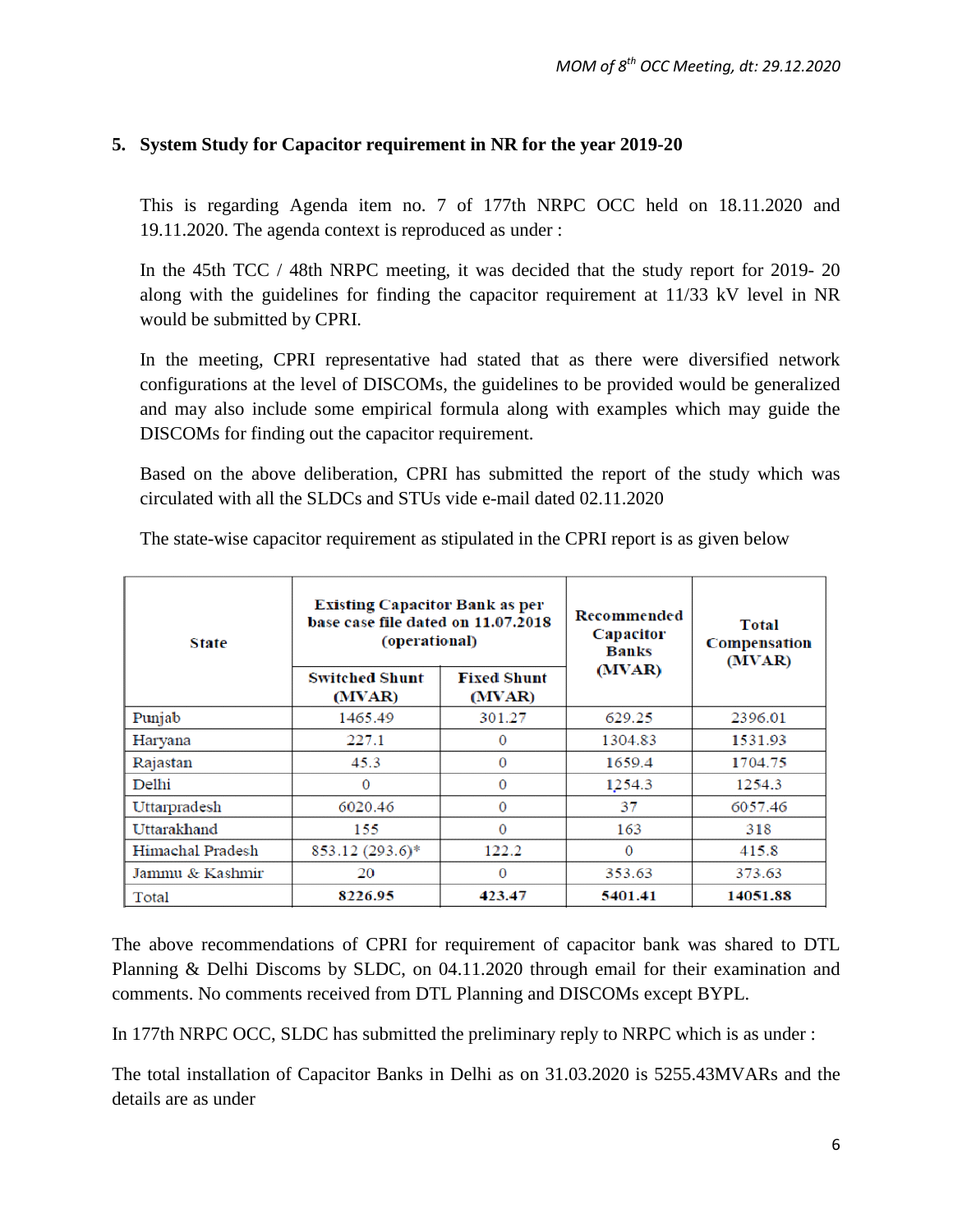## 5. System Study for Capacitor requirement in NR for the year 2019-20

This is regarding Agenda item no. 7 of 177th NRPC OCC held on 18.11.2020 and 19.11.2020. The agenda context is reproduced as under :

In the 45th TCC / 48th NRPC meeting, it was decided that the study report for 2019- 20 along with the guidelines for finding the capacitor requirement at 11/33 kV level in NR would be submitted by CPRI.

In the meeting, CPRI representative had stated that as there were diversified network configurations at the level of DISCOMs, the guidelines to be provided would be generalized and may also include some empirical formula along with examples which may guide the DISCOMs for finding out the capacitor requirement.

Based on the above deliberation, CPRI has submitted the report of the study which was circulated with all the SLDCs and STUs vide e-mail dated 02.11.2020

The state-wise capacitor requirement as stipulated in the CPRI report is as given below

| State | Existing Capacitor Bank as per base case file dated on 11.07.2018 (operational) | | Recommended Capacitor Banks (MVAR) | Total Compensation (MVAR) |
|---|---|---|---|---|
| | Switched Shunt (MVAR) | Fixed Shunt (MVAR) | | |
| Punjab | 1465.49 | 301.27 | 629.25 | 2396.01 |
| Haryana | 227.1 | 0 | 1304.83 | 1531.93 |
| Rajastan | 45.3 | 0 | 1659.4 | 1704.75 |
| Delhi | 0 | 0 | 1254.3 | 1254.3 |
| Uttarpradesh | 6020.46 | 0 | 37 | 6057.46 |
| Uttarakhand | 155 | 0 | 163 | 318 |
| Himachal Pradesh | 853.12 (293.6)* | 122.2 | 0 | 415.8 |
| Jammu & Kashmir | 20 | 0 | 353.63 | 373.63 |
| Total | **8226.95** | **423.47** | **5401.41** | **14051.88** |

The above recommendations of CPRI for requirement of capacitor bank was shared to DTL Planning & Delhi Discoms by SLDC, on 04.11.2020 through email for their examination and comments. No comments received from DTL Planning and DISCOMs except BYPL.

In 177th NRPC OCC, SLDC has submitted the preliminary reply to NRPC which is as under :

The total installation of Capacitor Banks in Delhi as on 31.03.2020 is 5255.43MVARs and the details are as under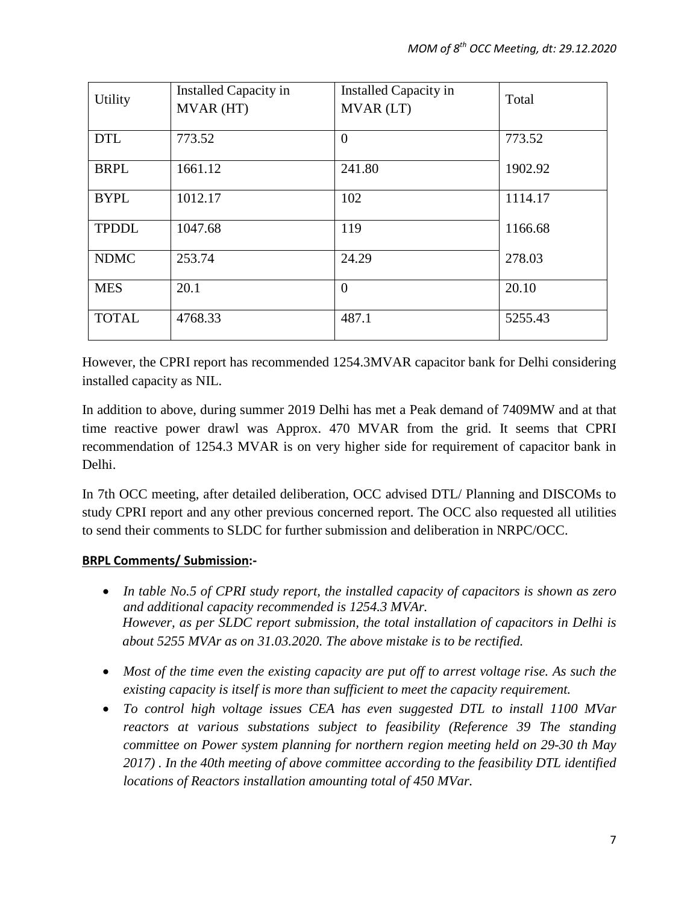| Utility | Installed Capacity in MVAR (HT) | Installed Capacity in MVAR (LT) | Total |
| --- | --- | --- | --- |
| DTL | 773.52 | 0 | 773.52 |
| BRPL | 1661.12 | 241.80 | 1902.92 |
| BYPL | 1012.17 | 102 | 1114.17 |
| TPDDL | 1047.68 | 119 | 1166.68 |
| NDMC | 253.74 | 24.29 | 278.03 |
| MES | 20.1 | 0 | 20.10 |
| TOTAL | 4768.33 | 487.1 | 5255.43 |

However, the CPRI report has recommended 1254.3MVAR capacitor bank for Delhi considering installed capacity as NIL.

In addition to above, during summer 2019 Delhi has met a Peak demand of 7409MW and at that time reactive power drawl was Approx. 470 MVAR from the grid. It seems that CPRI recommendation of 1254.3 MVAR is on very higher side for requirement of capacitor bank in Delhi.

In 7th OCC meeting, after detailed deliberation, OCC advised DTL/ Planning and DISCOMs to study CPRI report and any other previous concerned report. The OCC also requested all utilities to send their comments to SLDC for further submission and deliberation in NRPC/OCC.

**BRPL Comments/ Submission:-**

- *In table No.5 of CPRI study report, the installed capacity of capacitors is shown as zero and additional capacity recommended is 1254.3 MVAr.*
  *However, as per SLDC report submission, the total installation of capacitors in Delhi is about 5255 MVAr as on 31.03.2020. The above mistake is to be rectified.*
- *Most of the time even the existing capacity are put off to arrest voltage rise. As such the existing capacity is itself is more than sufficient to meet the capacity requirement.*
- *To control high voltage issues CEA has even suggested DTL to install 1100 MVar reactors at various substations subject to feasibility (Reference 39 The standing committee on Power system planning for northern region meeting held on 29-30 th May 2017) . In the 40th meeting of above committee according to the feasibility DTL identified locations of Reactors installation amounting total of 450 MVar.*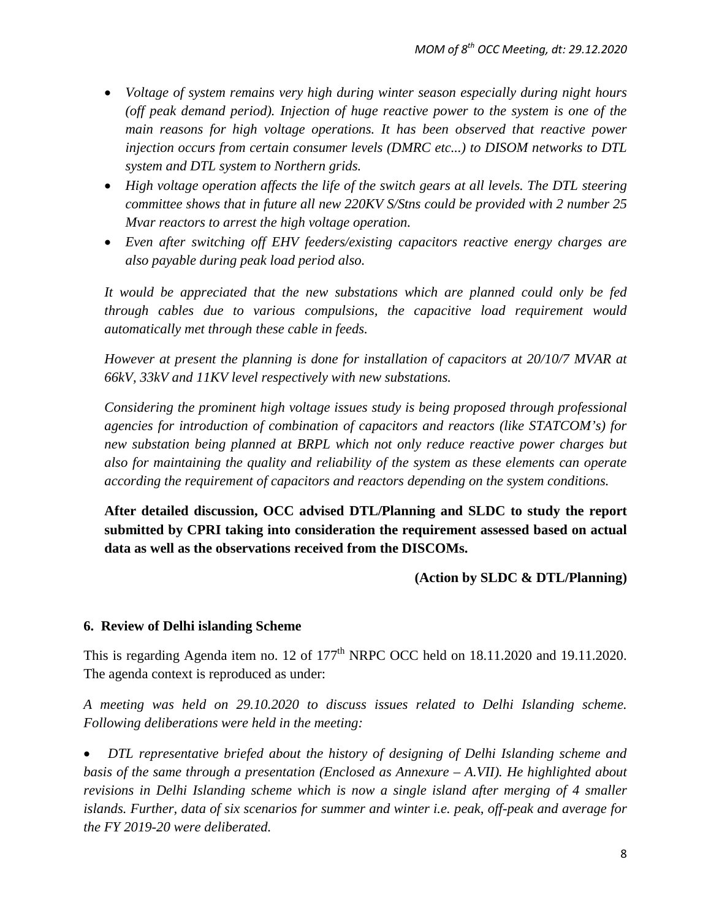- *Voltage of system remains very high during winter season especially during night hours (off peak demand period). Injection of huge reactive power to the system is one of the main reasons for high voltage operations. It has been observed that reactive power injection occurs from certain consumer levels (DMRC etc...) to DISOM networks to DTL system and DTL system to Northern grids.*
- *High voltage operation affects the life of the switch gears at all levels. The DTL steering committee shows that in future all new 220KV S/Stns could be provided with 2 number 25 Mvar reactors to arrest the high voltage operation.*
- *Even after switching off EHV feeders/existing capacitors reactive energy charges are also payable during peak load period also.*

*It would be appreciated that the new substations which are planned could only be fed through cables due to various compulsions, the capacitive load requirement would automatically met through these cable in feeds.*

*However at present the planning is done for installation of capacitors at 20/10/7 MVAR at 66kV, 33kV and 11KV level respectively with new substations.*

*Considering the prominent high voltage issues study is being proposed through professional agencies for introduction of combination of capacitors and reactors (like STATCOM's) for new substation being planned at BRPL which not only reduce reactive power charges but also for maintaining the quality and reliability of the system as these elements can operate according the requirement of capacitors and reactors depending on the system conditions.*

**After detailed discussion, OCC advised DTL/Planning and SLDC to study the report submitted by CPRI taking into consideration the requirement assessed based on actual data as well as the observations received from the DISCOMs.**

**(Action by SLDC & DTL/Planning)**

## 6. Review of Delhi islanding Scheme

This is regarding Agenda item no. 12 of 177th NRPC OCC held on 18.11.2020 and 19.11.2020. The agenda context is reproduced as under:

*A meeting was held on 29.10.2020 to discuss issues related to Delhi Islanding scheme. Following deliberations were held in the meeting:*

- *DTL representative briefed about the history of designing of Delhi Islanding scheme and basis of the same through a presentation (Enclosed as Annexure – A.VII). He highlighted about revisions in Delhi Islanding scheme which is now a single island after merging of 4 smaller islands. Further, data of six scenarios for summer and winter i.e. peak, off-peak and average for the FY 2019-20 were deliberated.*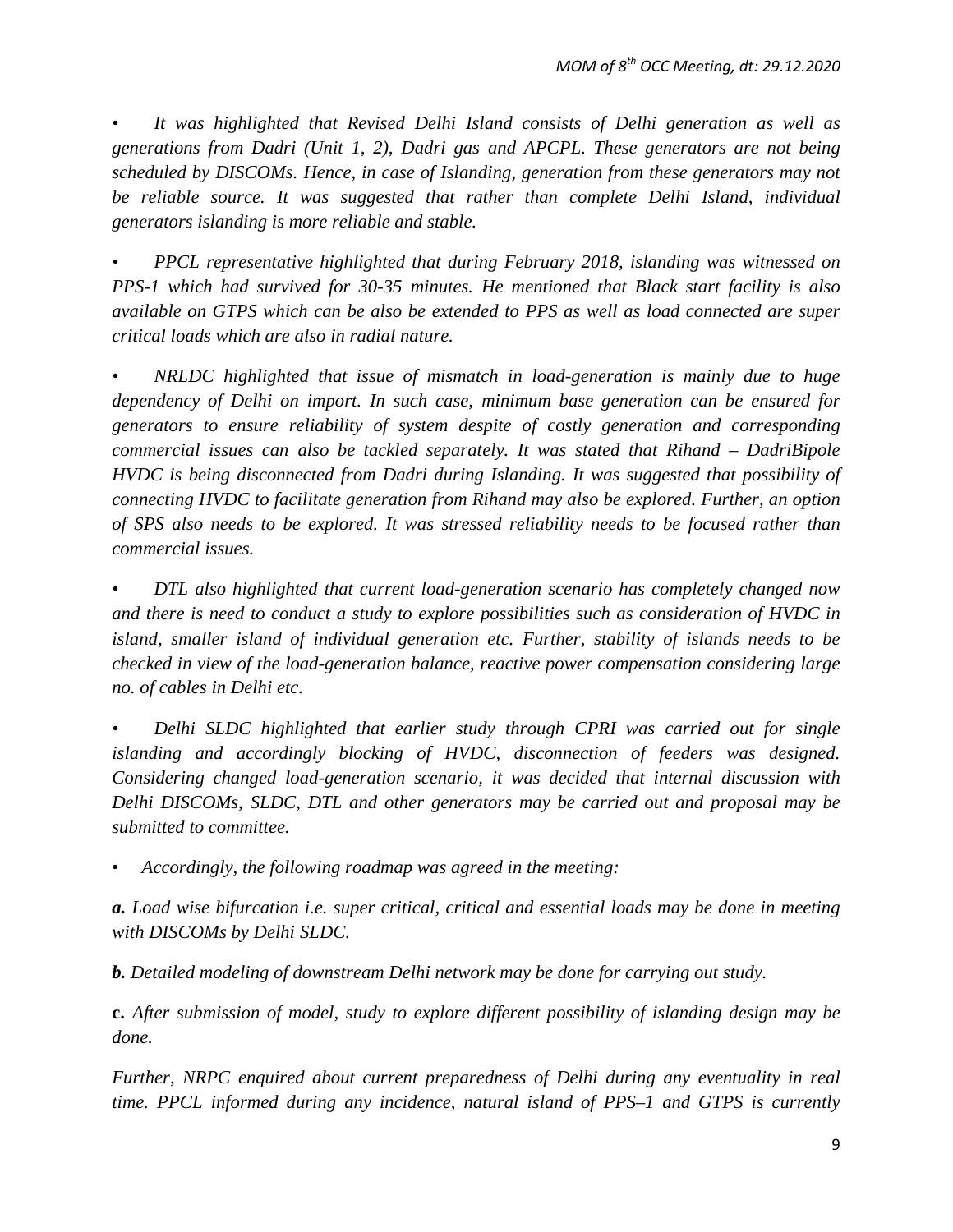- *It was highlighted that Revised Delhi Island consists of Delhi generation as well as generations from Dadri (Unit 1, 2), Dadri gas and APCPL. These generators are not being scheduled by DISCOMs. Hence, in case of Islanding, generation from these generators may not be reliable source. It was suggested that rather than complete Delhi Island, individual generators islanding is more reliable and stable.*

- *PPCL representative highlighted that during February 2018, islanding was witnessed on PPS-1 which had survived for 30-35 minutes. He mentioned that Black start facility is also available on GTPS which can be also be extended to PPS as well as load connected are super critical loads which are also in radial nature.*

- *NRLDC highlighted that issue of mismatch in load-generation is mainly due to huge dependency of Delhi on import. In such case, minimum base generation can be ensured for generators to ensure reliability of system despite of costly generation and corresponding commercial issues can also be tackled separately. It was stated that Rihand – DadriBipole HVDC is being disconnected from Dadri during Islanding. It was suggested that possibility of connecting HVDC to facilitate generation from Rihand may also be explored. Further, an option of SPS also needs to be explored. It was stressed reliability needs to be focused rather than commercial issues.*

- *DTL also highlighted that current load-generation scenario has completely changed now and there is need to conduct a study to explore possibilities such as consideration of HVDC in island, smaller island of individual generation etc. Further, stability of islands needs to be checked in view of the load-generation balance, reactive power compensation considering large no. of cables in Delhi etc.*

- *Delhi SLDC highlighted that earlier study through CPRI was carried out for single islanding and accordingly blocking of HVDC, disconnection of feeders was designed. Considering changed load-generation scenario, it was decided that internal discussion with Delhi DISCOMs, SLDC, DTL and other generators may be carried out and proposal may be submitted to committee.*

- *Accordingly, the following roadmap was agreed in the meeting:*

***a.*** *Load wise bifurcation i.e. super critical, critical and essential loads may be done in meeting with DISCOMs by Delhi SLDC.*

***b.*** *Detailed modeling of downstream Delhi network may be done for carrying out study.*

**c.** *After submission of model, study to explore different possibility of islanding design may be done.*

*Further, NRPC enquired about current preparedness of Delhi during any eventuality in real time. PPCL informed during any incidence, natural island of PPS–1 and GTPS is currently*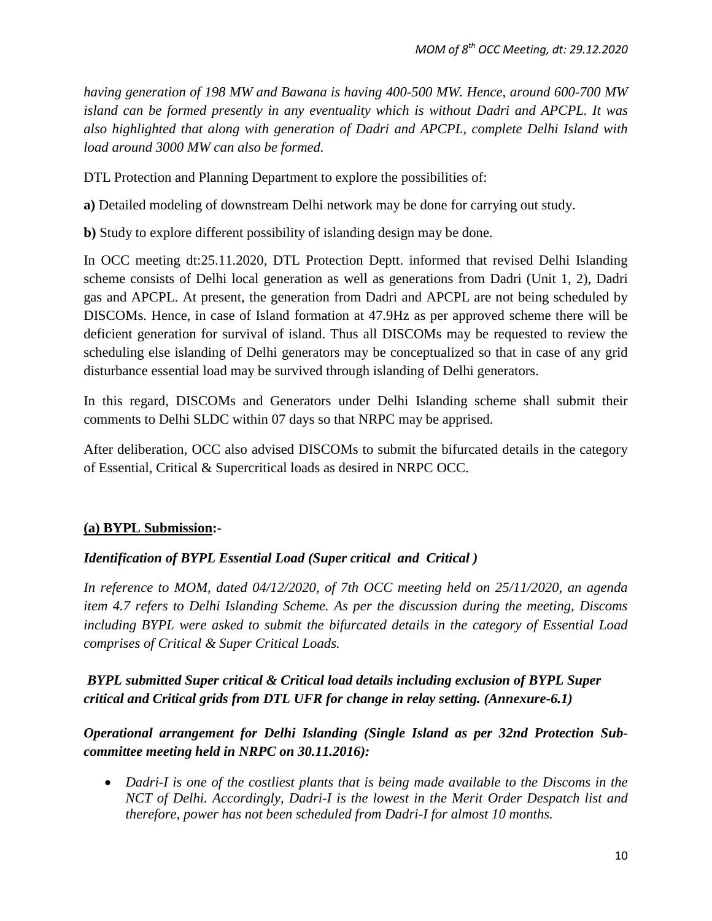*having generation of 198 MW and Bawana is having 400-500 MW. Hence, around 600-700 MW island can be formed presently in any eventuality which is without Dadri and APCPL. It was also highlighted that along with generation of Dadri and APCPL, complete Delhi Island with load around 3000 MW can also be formed.*

DTL Protection and Planning Department to explore the possibilities of:

**a)** Detailed modeling of downstream Delhi network may be done for carrying out study.

**b)** Study to explore different possibility of islanding design may be done.

In OCC meeting dt:25.11.2020, DTL Protection Deptt. informed that revised Delhi Islanding scheme consists of Delhi local generation as well as generations from Dadri (Unit 1, 2), Dadri gas and APCPL. At present, the generation from Dadri and APCPL are not being scheduled by DISCOMs. Hence, in case of Island formation at 47.9Hz as per approved scheme there will be deficient generation for survival of island. Thus all DISCOMs may be requested to review the scheduling else islanding of Delhi generators may be conceptualized so that in case of any grid disturbance essential load may be survived through islanding of Delhi generators.

In this regard, DISCOMs and Generators under Delhi Islanding scheme shall submit their comments to Delhi SLDC within 07 days so that NRPC may be apprised.

After deliberation, OCC also advised DISCOMs to submit the bifurcated details in the category of Essential, Critical & Supercritical loads as desired in NRPC OCC.

**(a) BYPL Submission:-**

***Identification of BYPL Essential Load (Super critical and Critical )***

*In reference to MOM, dated 04/12/2020, of 7th OCC meeting held on 25/11/2020, an agenda item 4.7 refers to Delhi Islanding Scheme. As per the discussion during the meeting, Discoms including BYPL were asked to submit the bifurcated details in the category of Essential Load comprises of Critical & Super Critical Loads.*

***BYPL submitted Super critical & Critical load details including exclusion of BYPL Super critical and Critical grids from DTL UFR for change in relay setting. (Annexure-6.1)***

***Operational arrangement for Delhi Islanding (Single Island as per 32nd Protection Sub-committee meeting held in NRPC on 30.11.2016):***

- *Dadri-I is one of the costliest plants that is being made available to the Discoms in the NCT of Delhi. Accordingly, Dadri-I is the lowest in the Merit Order Despatch list and therefore, power has not been scheduled from Dadri-I for almost 10 months.*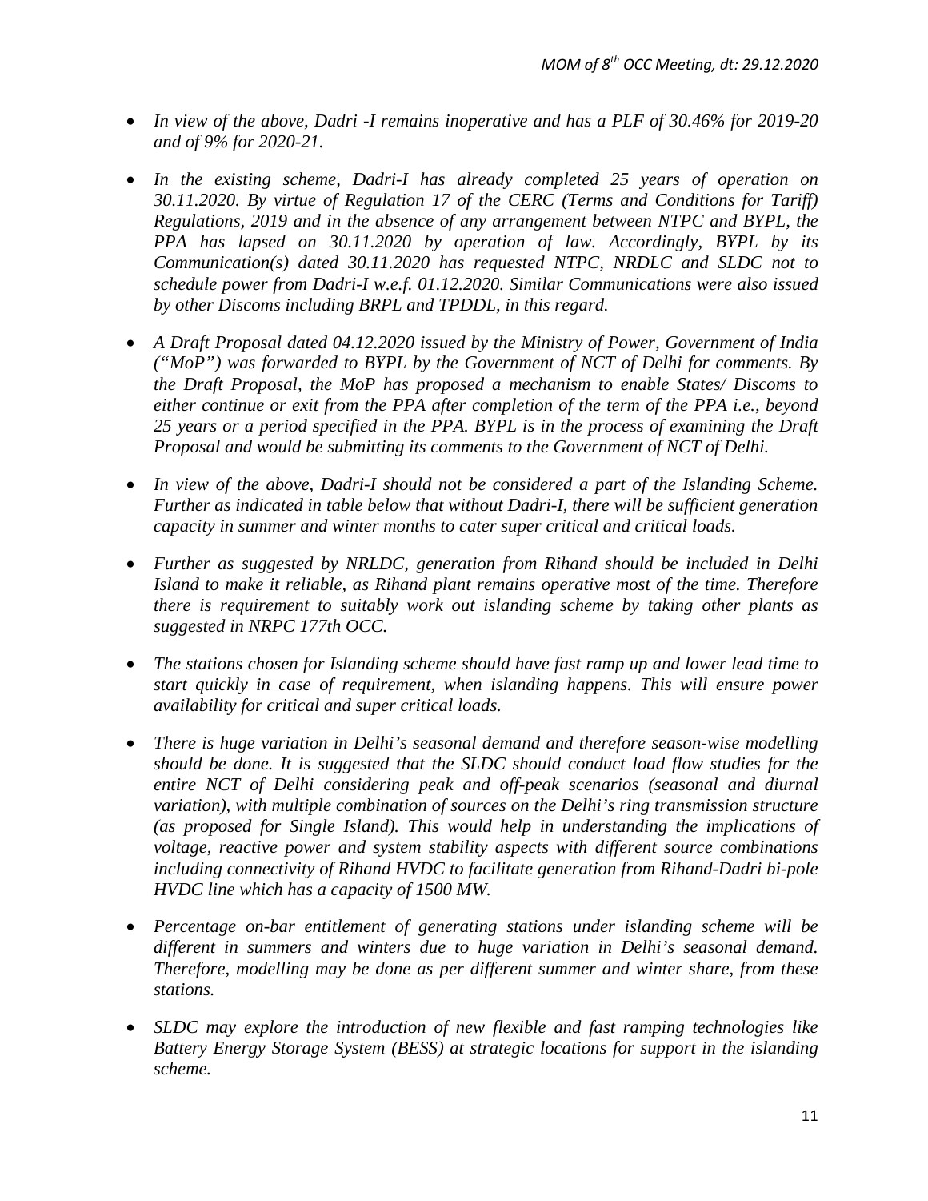- *In view of the above, Dadri -I remains inoperative and has a PLF of 30.46% for 2019-20 and of 9% for 2020-21.*

- *In the existing scheme, Dadri-I has already completed 25 years of operation on 30.11.2020. By virtue of Regulation 17 of the CERC (Terms and Conditions for Tariff) Regulations, 2019 and in the absence of any arrangement between NTPC and BYPL, the PPA has lapsed on 30.11.2020 by operation of law. Accordingly, BYPL by its Communication(s) dated 30.11.2020 has requested NTPC, NRDLC and SLDC not to schedule power from Dadri-I w.e.f. 01.12.2020. Similar Communications were also issued by other Discoms including BRPL and TPDDL, in this regard.*

- *A Draft Proposal dated 04.12.2020 issued by the Ministry of Power, Government of India ("MoP") was forwarded to BYPL by the Government of NCT of Delhi for comments. By the Draft Proposal, the MoP has proposed a mechanism to enable States/ Discoms to either continue or exit from the PPA after completion of the term of the PPA i.e., beyond 25 years or a period specified in the PPA. BYPL is in the process of examining the Draft Proposal and would be submitting its comments to the Government of NCT of Delhi.*

- *In view of the above, Dadri-I should not be considered a part of the Islanding Scheme. Further as indicated in table below that without Dadri-I, there will be sufficient generation capacity in summer and winter months to cater super critical and critical loads.*

- *Further as suggested by NRLDC, generation from Rihand should be included in Delhi Island to make it reliable, as Rihand plant remains operative most of the time. Therefore there is requirement to suitably work out islanding scheme by taking other plants as suggested in NRPC 177th OCC.*

- *The stations chosen for Islanding scheme should have fast ramp up and lower lead time to start quickly in case of requirement, when islanding happens. This will ensure power availability for critical and super critical loads.*

- *There is huge variation in Delhi's seasonal demand and therefore season-wise modelling should be done. It is suggested that the SLDC should conduct load flow studies for the entire NCT of Delhi considering peak and off-peak scenarios (seasonal and diurnal variation), with multiple combination of sources on the Delhi's ring transmission structure (as proposed for Single Island). This would help in understanding the implications of voltage, reactive power and system stability aspects with different source combinations including connectivity of Rihand HVDC to facilitate generation from Rihand-Dadri bi-pole HVDC line which has a capacity of 1500 MW.*

- *Percentage on-bar entitlement of generating stations under islanding scheme will be different in summers and winters due to huge variation in Delhi's seasonal demand. Therefore, modelling may be done as per different summer and winter share, from these stations.*

- *SLDC may explore the introduction of new flexible and fast ramping technologies like Battery Energy Storage System (BESS) at strategic locations for support in the islanding scheme.*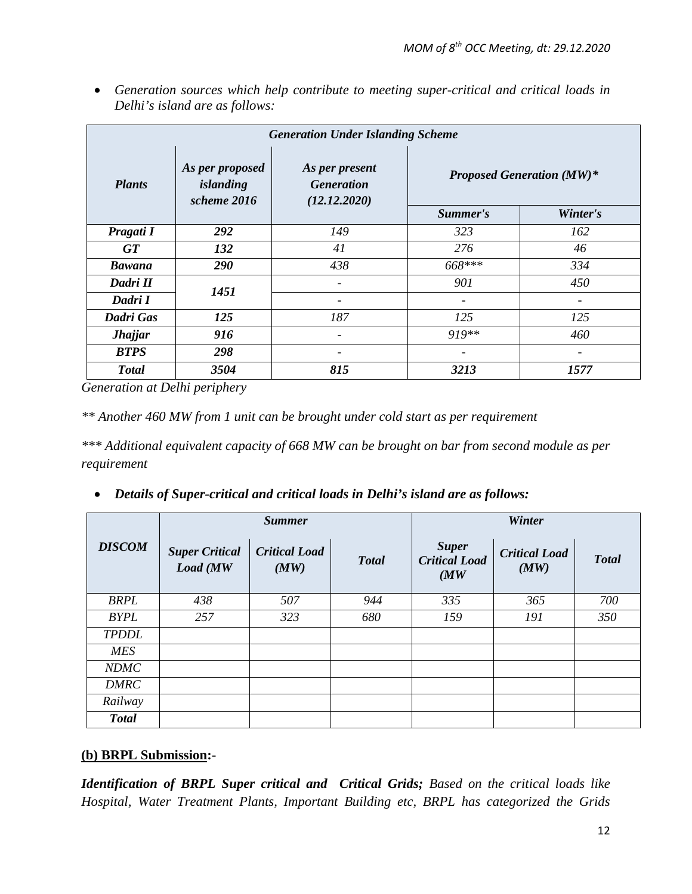- *Generation sources which help contribute to meeting super-critical and critical loads in Delhi's island are as follows:*

| ***Generation Under Islanding Scheme*** | | | | |
|---|---|---|---|---|
| ***Plants*** | ***As per proposed islanding scheme 2016*** | ***As per present Generation (12.12.2020)*** | ***Proposed Generation (MW)**** | |
| | | | ***Summer's*** | ***Winter's*** |
| ***Pragati I*** | ***292*** | *149* | *323* | *162* |
| ***GT*** | ***132*** | *41* | *276* | *46* |
| ***Bawana*** | ***290*** | *438* | *668**** | *334* |
| ***Dadri II*** | ***1451*** | *-* | *901* | *450* |
| ***Dadri I*** | | *-* | *-* | *-* |
| ***Dadri Gas*** | ***125*** | *187* | *125* | *125* |
| ***Jhajjar*** | ***916*** | *-* | *919*** | *460* |
| ***BTPS*** | ***298*** | *-* | *-* | *-* |
| ***Total*** | ***3504*** | ***815*** | ***3213*** | ***1577*** |

*Generation at Delhi periphery*

*** Another 460 MW from 1 unit can be brought under cold start as per requirement*

**** Additional equivalent capacity of 668 MW can be brought on bar from second module as per requirement*

- ***Details of Super-critical and critical loads in Delhi's island are as follows:***

| ***DISCOM*** | ***Summer*** | | | ***Winter*** | | |
|---|---|---|---|---|---|---|
| | ***Super Critical Load (MW*** | ***Critical Load (MW)*** | ***Total*** | ***Super Critical Load (MW*** | ***Critical Load (MW)*** | ***Total*** |
| *BRPL* | *438* | *507* | *944* | *335* | *365* | *700* |
| *BYPL* | *257* | *323* | *680* | *159* | *191* | *350* |
| *TPDDL* | | | | | | |
| *MES* | | | | | | |
| *NDMC* | | | | | | |
| *DMRC* | | | | | | |
| *Railway* | | | | | | |
| ***Total*** | | | | | | |

**(b) BRPL Submission:-**

***Identification of BRPL Super critical and Critical Grids;*** *Based on the critical loads like Hospital, Water Treatment Plants, Important Building etc, BRPL has categorized the Grids*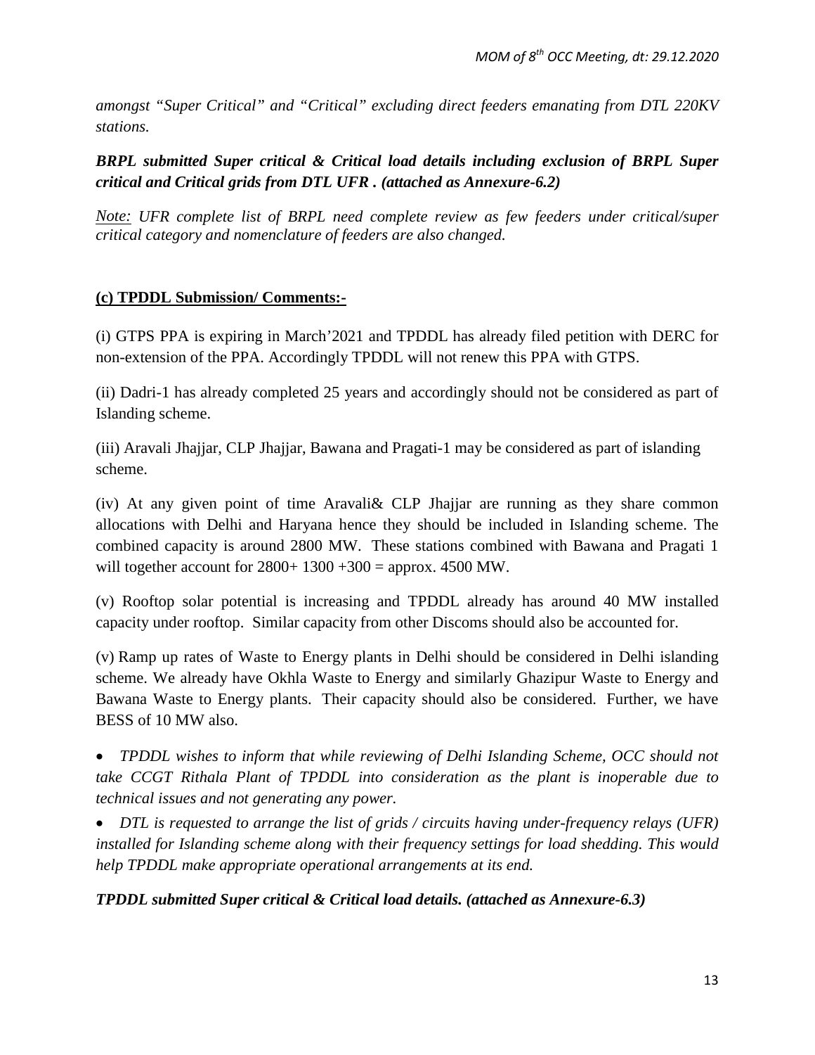*amongst "Super Critical" and "Critical" excluding direct feeders emanating from DTL 220KV stations.*

***BRPL submitted Super critical & Critical load details including exclusion of BRPL Super critical and Critical grids from DTL UFR . (attached as Annexure-6.2)***

*<u>Note:</u> UFR complete list of BRPL need complete review as few feeders under critical/super critical category and nomenclature of feeders are also changed.*

**<u>(c) TPDDL Submission/ Comments:-</u>**

(i) GTPS PPA is expiring in March'2021 and TPDDL has already filed petition with DERC for non-extension of the PPA. Accordingly TPDDL will not renew this PPA with GTPS.

(ii) Dadri-1 has already completed 25 years and accordingly should not be considered as part of Islanding scheme.

(iii) Aravali Jhajjar, CLP Jhajjar, Bawana and Pragati-1 may be considered as part of islanding scheme.

(iv) At any given point of time Aravali& CLP Jhajjar are running as they share common allocations with Delhi and Haryana hence they should be included in Islanding scheme. The combined capacity is around 2800 MW. These stations combined with Bawana and Pragati 1 will together account for 2800+ 1300 +300 = approx. 4500 MW.

(v) Rooftop solar potential is increasing and TPDDL already has around 40 MW installed capacity under rooftop. Similar capacity from other Discoms should also be accounted for.

(v) Ramp up rates of Waste to Energy plants in Delhi should be considered in Delhi islanding scheme. We already have Okhla Waste to Energy and similarly Ghazipur Waste to Energy and Bawana Waste to Energy plants. Their capacity should also be considered. Further, we have BESS of 10 MW also.

- *TPDDL wishes to inform that while reviewing of Delhi Islanding Scheme, OCC should not take CCGT Rithala Plant of TPDDL into consideration as the plant is inoperable due to technical issues and not generating any power.*
- *DTL is requested to arrange the list of grids / circuits having under-frequency relays (UFR) installed for Islanding scheme along with their frequency settings for load shedding. This would help TPDDL make appropriate operational arrangements at its end.*

***TPDDL submitted Super critical & Critical load details. (attached as Annexure-6.3)***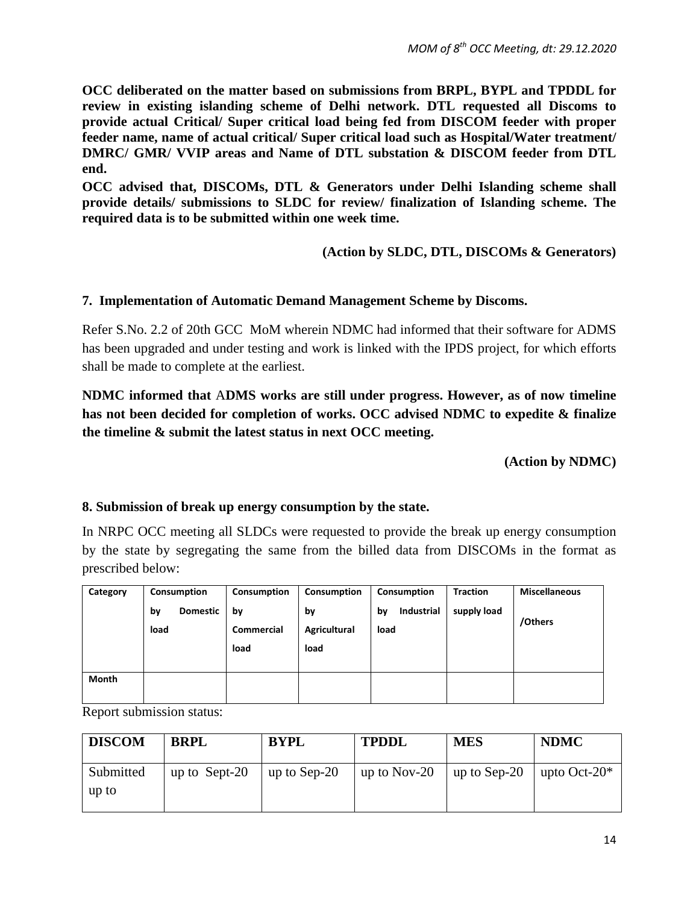**OCC deliberated on the matter based on submissions from BRPL, BYPL and TPDDL for review in existing islanding scheme of Delhi network. DTL requested all Discoms to provide actual Critical/ Super critical load being fed from DISCOM feeder with proper feeder name, name of actual critical/ Super critical load such as Hospital/Water treatment/ DMRC/ GMR/ VVIP areas and Name of DTL substation & DISCOM feeder from DTL end.**

**OCC advised that, DISCOMs, DTL & Generators under Delhi Islanding scheme shall provide details/ submissions to SLDC for review/ finalization of Islanding scheme. The required data is to be submitted within one week time.**

**(Action by SLDC, DTL, DISCOMs & Generators)**

**7. Implementation of Automatic Demand Management Scheme by Discoms.**

Refer S.No. 2.2 of 20th GCC MoM wherein NDMC had informed that their software for ADMS has been upgraded and under testing and work is linked with the IPDS project, for which efforts shall be made to complete at the earliest.

**NDMC informed that ADMS works are still under progress. However, as of now timeline has not been decided for completion of works. OCC advised NDMC to expedite & finalize the timeline & submit the latest status in next OCC meeting.**

**(Action by NDMC)**

**8. Submission of break up energy consumption by the state.**

In NRPC OCC meeting all SLDCs were requested to provide the break up energy consumption by the state by segregating the same from the billed data from DISCOMs in the format as prescribed below:

| Category | Consumption by Domestic load | Consumption by Commercial load | Consumption by Agricultural load | Consumption by Industrial load | Traction supply load | Miscellaneous /Others |
|---|---|---|---|---|---|---|
| Month | | | | | | |

Report submission status:

| DISCOM | BRPL | BYPL | TPDDL | MES | NDMC |
|---|---|---|---|---|---|
| Submitted up to | up to Sept-20 | up to Sep-20 | up to Nov-20 | up to Sep-20 | upto Oct-20* |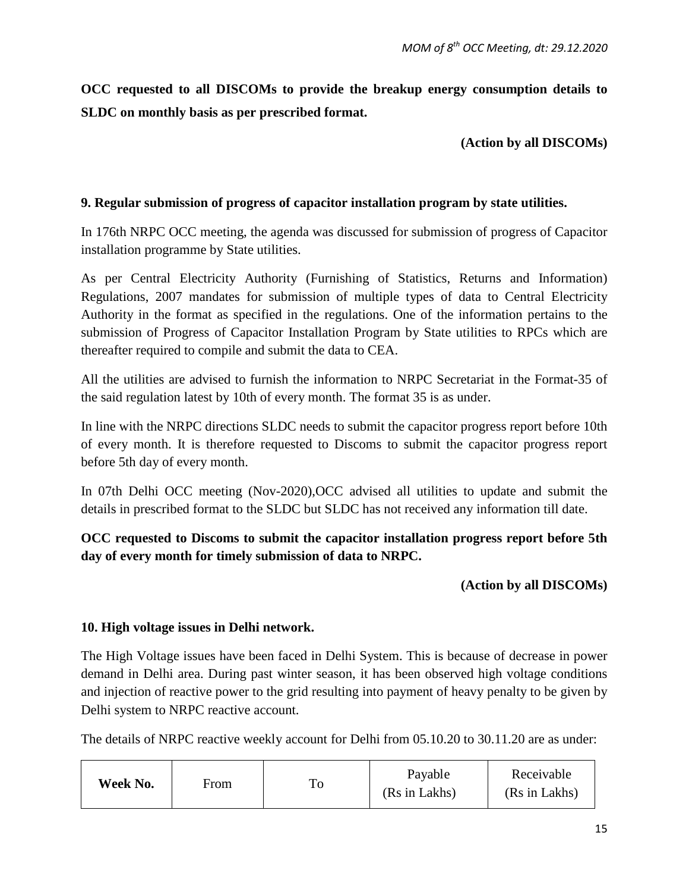**OCC requested to all DISCOMs to provide the breakup energy consumption details to SLDC on monthly basis as per prescribed format.**

**(Action by all DISCOMs)**

**9. Regular submission of progress of capacitor installation program by state utilities.**

In 176th NRPC OCC meeting, the agenda was discussed for submission of progress of Capacitor installation programme by State utilities.

As per Central Electricity Authority (Furnishing of Statistics, Returns and Information) Regulations, 2007 mandates for submission of multiple types of data to Central Electricity Authority in the format as specified in the regulations. One of the information pertains to the submission of Progress of Capacitor Installation Program by State utilities to RPCs which are thereafter required to compile and submit the data to CEA.

All the utilities are advised to furnish the information to NRPC Secretariat in the Format-35 of the said regulation latest by 10th of every month. The format 35 is as under.

In line with the NRPC directions SLDC needs to submit the capacitor progress report before 10th of every month. It is therefore requested to Discoms to submit the capacitor progress report before 5th day of every month.

In 07th Delhi OCC meeting (Nov-2020),OCC advised all utilities to update and submit the details in prescribed format to the SLDC but SLDC has not received any information till date.

**OCC requested to Discoms to submit the capacitor installation progress report before 5th day of every month for timely submission of data to NRPC.**

**(Action by all DISCOMs)**

**10. High voltage issues in Delhi network.**

The High Voltage issues have been faced in Delhi System. This is because of decrease in power demand in Delhi area. During past winter season, it has been observed high voltage conditions and injection of reactive power to the grid resulting into payment of heavy penalty to be given by Delhi system to NRPC reactive account.

The details of NRPC reactive weekly account for Delhi from 05.10.20 to 30.11.20 are as under:

| Week No. | From | To | Payable (Rs in Lakhs) | Receivable (Rs in Lakhs) |
|---|---|---|---|---|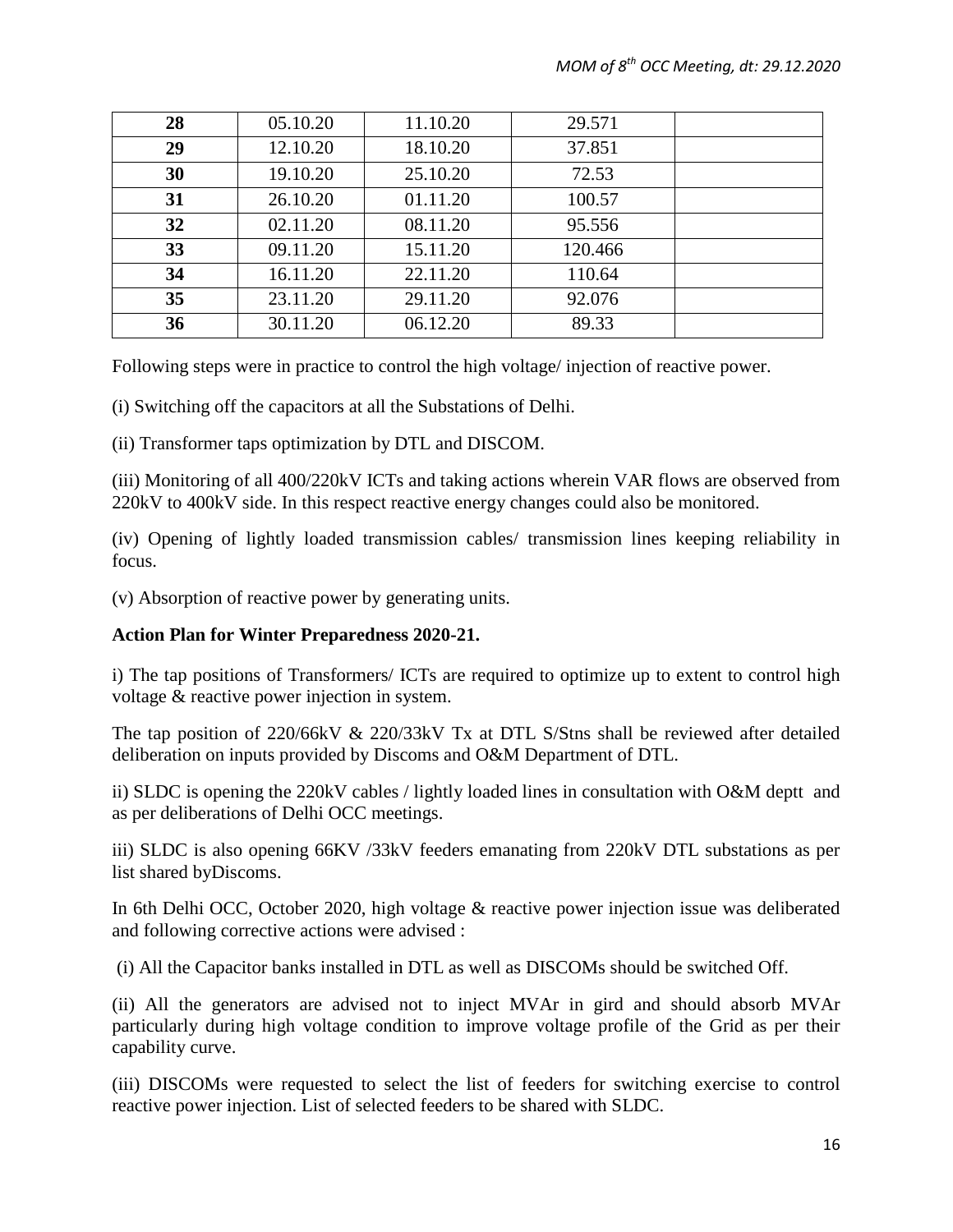| | | | | |
|---|---|---|---|---|
| **28** | 05.10.20 | 11.10.20 | 29.571 | |
| **29** | 12.10.20 | 18.10.20 | 37.851 | |
| **30** | 19.10.20 | 25.10.20 | 72.53 | |
| **31** | 26.10.20 | 01.11.20 | 100.57 | |
| **32** | 02.11.20 | 08.11.20 | 95.556 | |
| **33** | 09.11.20 | 15.11.20 | 120.466 | |
| **34** | 16.11.20 | 22.11.20 | 110.64 | |
| **35** | 23.11.20 | 29.11.20 | 92.076 | |
| **36** | 30.11.20 | 06.12.20 | 89.33 | |

Following steps were in practice to control the high voltage/ injection of reactive power.

(i) Switching off the capacitors at all the Substations of Delhi.

(ii) Transformer taps optimization by DTL and DISCOM.

(iii) Monitoring of all 400/220kV ICTs and taking actions wherein VAR flows are observed from 220kV to 400kV side. In this respect reactive energy changes could also be monitored.

(iv) Opening of lightly loaded transmission cables/ transmission lines keeping reliability in focus.

(v) Absorption of reactive power by generating units.

**Action Plan for Winter Preparedness 2020-21.**

i) The tap positions of Transformers/ ICTs are required to optimize up to extent to control high voltage & reactive power injection in system.

The tap position of 220/66kV & 220/33kV Tx at DTL S/Stns shall be reviewed after detailed deliberation on inputs provided by Discoms and O&M Department of DTL.

ii) SLDC is opening the 220kV cables / lightly loaded lines in consultation with O&M deptt and as per deliberations of Delhi OCC meetings.

iii) SLDC is also opening 66KV /33kV feeders emanating from 220kV DTL substations as per list shared byDiscoms.

In 6th Delhi OCC, October 2020, high voltage & reactive power injection issue was deliberated and following corrective actions were advised :

(i) All the Capacitor banks installed in DTL as well as DISCOMs should be switched Off.

(ii) All the generators are advised not to inject MVAr in gird and should absorb MVAr particularly during high voltage condition to improve voltage profile of the Grid as per their capability curve.

(iii) DISCOMs were requested to select the list of feeders for switching exercise to control reactive power injection. List of selected feeders to be shared with SLDC.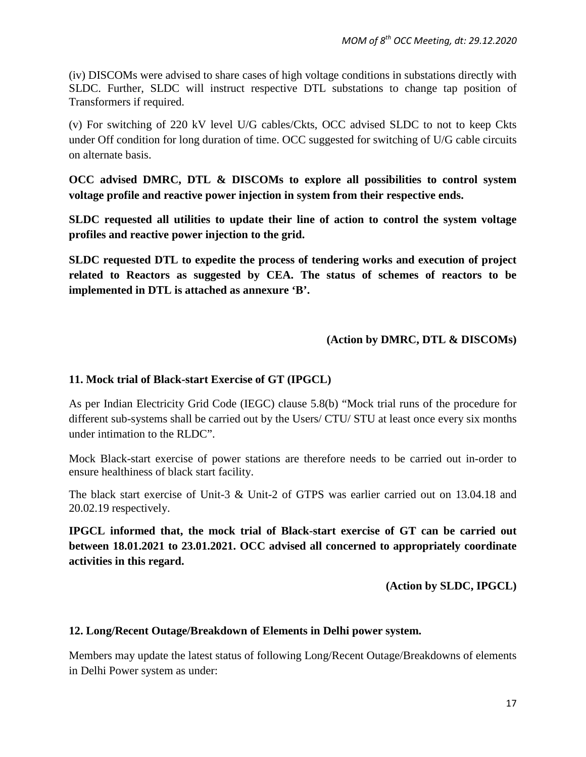(iv) DISCOMs were advised to share cases of high voltage conditions in substations directly with SLDC. Further, SLDC will instruct respective DTL substations to change tap position of Transformers if required.

(v) For switching of 220 kV level U/G cables/Ckts, OCC advised SLDC to not to keep Ckts under Off condition for long duration of time. OCC suggested for switching of U/G cable circuits on alternate basis.

**OCC advised DMRC, DTL & DISCOMs to explore all possibilities to control system voltage profile and reactive power injection in system from their respective ends.**

**SLDC requested all utilities to update their line of action to control the system voltage profiles and reactive power injection to the grid.**

**SLDC requested DTL to expedite the process of tendering works and execution of project related to Reactors as suggested by CEA. The status of schemes of reactors to be implemented in DTL is attached as annexure 'B'.**

**(Action by DMRC, DTL & DISCOMs)**

### 11. Mock trial of Black-start Exercise of GT (IPGCL)

As per Indian Electricity Grid Code (IEGC) clause 5.8(b) "Mock trial runs of the procedure for different sub-systems shall be carried out by the Users/ CTU/ STU at least once every six months under intimation to the RLDC".

Mock Black-start exercise of power stations are therefore needs to be carried out in-order to ensure healthiness of black start facility.

The black start exercise of Unit-3 & Unit-2 of GTPS was earlier carried out on 13.04.18 and 20.02.19 respectively.

**IPGCL informed that, the mock trial of Black-start exercise of GT can be carried out between 18.01.2021 to 23.01.2021. OCC advised all concerned to appropriately coordinate activities in this regard.**

**(Action by SLDC, IPGCL)**

### 12. Long/Recent Outage/Breakdown of Elements in Delhi power system.

Members may update the latest status of following Long/Recent Outage/Breakdowns of elements in Delhi Power system as under: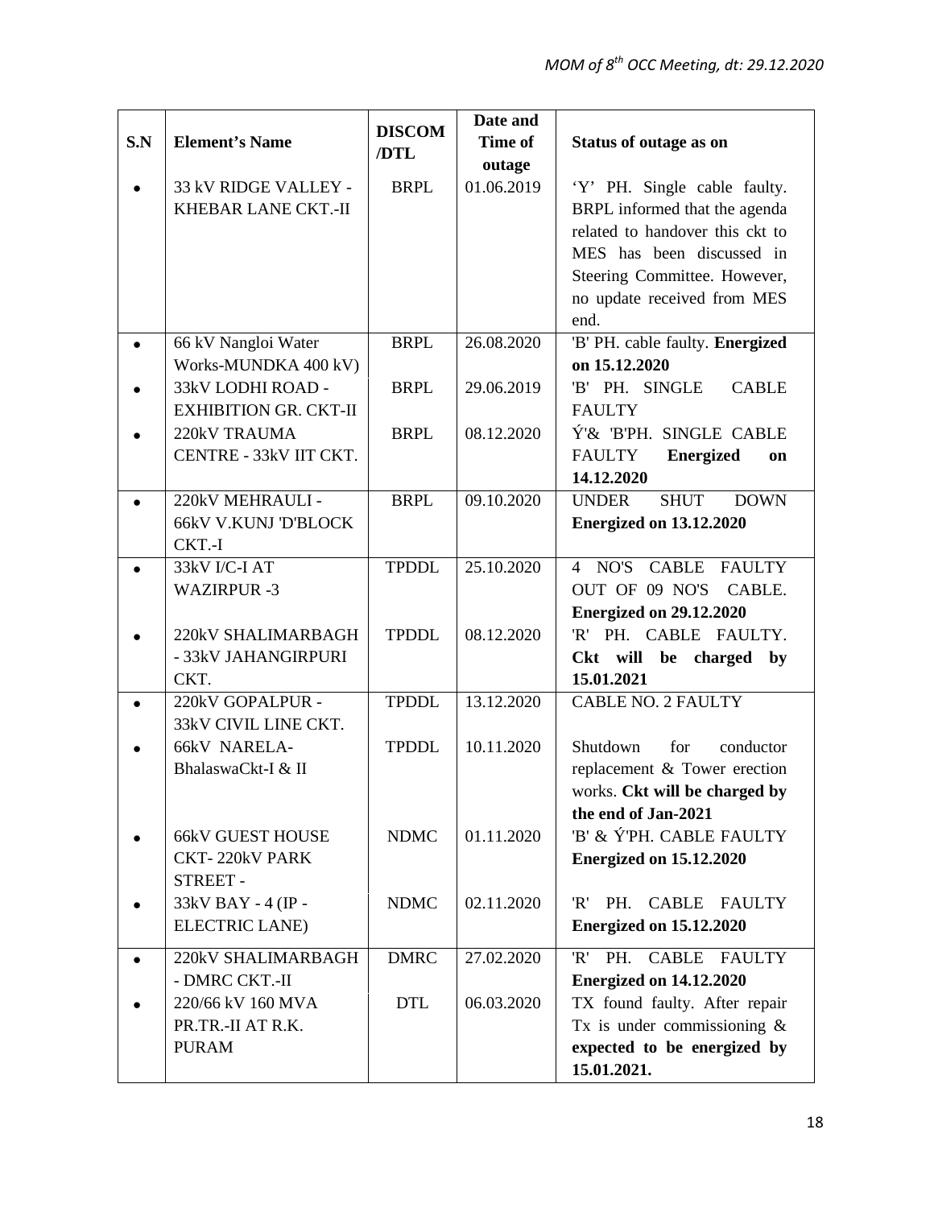| S.N | Element's Name | DISCOM /DTL | Date and Time of outage | Status of outage as on |
|---|---|---|---|---|
| • | 33 kV RIDGE VALLEY - KHEBAR LANE CKT.-II | BRPL | 01.06.2019 | 'Y' PH. Single cable faulty. BRPL informed that the agenda related to handover this ckt to MES has been discussed in Steering Committee. However, no update received from MES end. |
| • | 66 kV Nangloi Water Works-MUNDKA 400 kV) | BRPL | 26.08.2020 | 'B' PH. cable faulty. **Energized on 15.12.2020** |
| • | 33kV LODHI ROAD - EXHIBITION GR. CKT-II | BRPL | 29.06.2019 | 'B' PH. SINGLE CABLE FAULTY |
| • | 220kV TRAUMA CENTRE - 33kV IIT CKT. | BRPL | 08.12.2020 | Ý'& 'B'PH. SINGLE CABLE FAULTY **Energized on 14.12.2020** |
| • | 220kV MEHRAULI - 66kV V.KUNJ 'D'BLOCK CKT.-I | BRPL | 09.10.2020 | UNDER SHUT DOWN **Energized on 13.12.2020** |
| • | 33kV I/C-I AT WAZIRPUR -3 | TPDDL | 25.10.2020 | 4 NO'S CABLE FAULTY OUT OF 09 NO'S CABLE. **Energized on 29.12.2020** |
| • | 220kV SHALIMARBAGH - 33kV JAHANGIRPURI CKT. | TPDDL | 08.12.2020 | 'R' PH. CABLE FAULTY. **Ckt will be charged by 15.01.2021** |
| • | 220kV GOPALPUR - 33kV CIVIL LINE CKT. | TPDDL | 13.12.2020 | CABLE NO. 2 FAULTY |
| • | 66kV NARELA-BhalaswaCkt-I & II | TPDDL | 10.11.2020 | Shutdown for conductor replacement & Tower erection works. **Ckt will be charged by the end of Jan-2021** |
| • | 66kV GUEST HOUSE CKT- 220kV PARK STREET - | NDMC | 01.11.2020 | 'B' & Ý'PH. CABLE FAULTY **Energized on 15.12.2020** |
| • | 33kV BAY - 4 (IP - ELECTRIC LANE) | NDMC | 02.11.2020 | 'R' PH. CABLE FAULTY **Energized on 15.12.2020** |
| • | 220kV SHALIMARBAGH - DMRC CKT.-II | DMRC | 27.02.2020 | 'R' PH. CABLE FAULTY **Energized on 14.12.2020** |
| • | 220/66 kV 160 MVA PR.TR.-II AT R.K. PURAM | DTL | 06.03.2020 | TX found faulty. After repair Tx is under commissioning & **expected to be energized by 15.01.2021.** |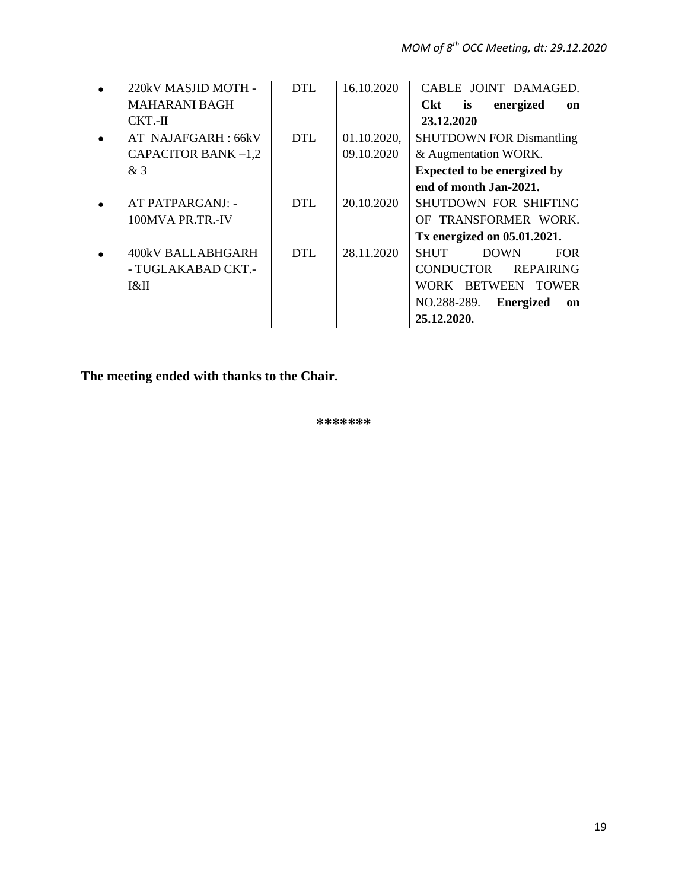| | | | | |
|---|---|---|---|---|
| • | 220kV MASJID MOTH - MAHARANI BAGH CKT.-II | DTL | 16.10.2020 | CABLE JOINT DAMAGED. **Ckt is energized on 23.12.2020** |
| • | AT NAJAFGARH : 66kV CAPACITOR BANK –1,2 & 3 | DTL | 01.10.2020, 09.10.2020 | SHUTDOWN FOR Dismantling & Augmentation WORK. **Expected to be energized by end of month Jan-2021.** |
| • | AT PATPARGANJ: - 100MVA PR.TR.-IV | DTL | 20.10.2020 | SHUTDOWN FOR SHIFTING OF TRANSFORMER WORK. **Tx energized on 05.01.2021.** |
| • | 400kV BALLABHGARH - TUGLAKABAD CKT.- I&II | DTL | 28.11.2020 | SHUT DOWN FOR CONDUCTOR REPAIRING WORK BETWEEN TOWER NO.288-289. **Energized on 25.12.2020.** |

**The meeting ended with thanks to the Chair.**

*******